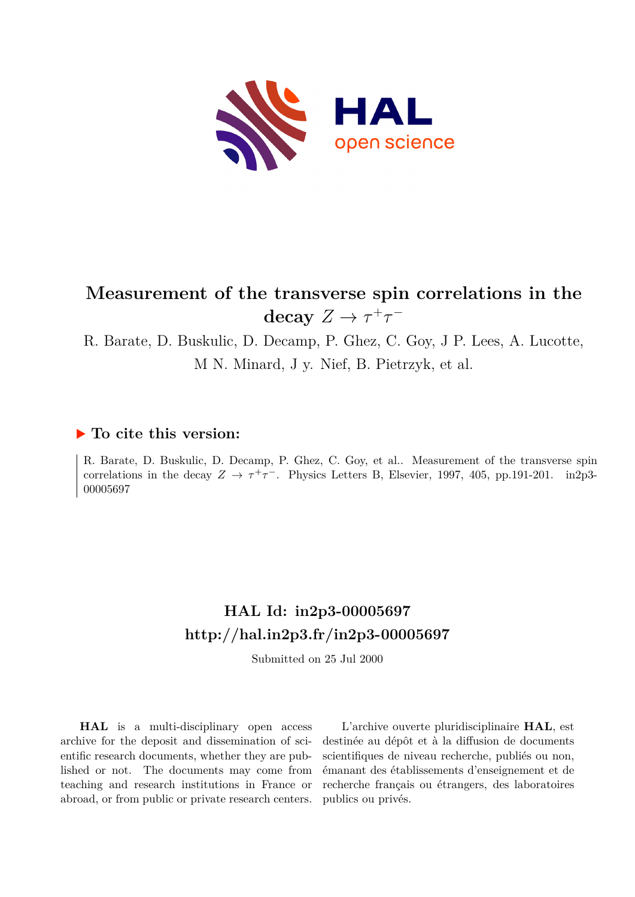# Measurement of the transverse spin correlations in the decay $Z \rightarrow \tau^+\tau^-$

R. Barate, D. Buskulic, D. Decamp, P. Ghez, C. Goy, J P. Lees, A. Lucotte, M N. Minard, J y. Nief, B. Pietrzyk, et al.

## ▶ To cite this version:

R. Barate, D. Buskulic, D. Decamp, P. Ghez, C. Goy, et al.. Measurement of the transverse spin correlations in the decay $Z \rightarrow \tau^+\tau^-$. Physics Letters B, Elsevier, 1997, 405, pp.191-201. in2p3-00005697

## HAL Id: in2p3-00005697

## http://hal.in2p3.fr/in2p3-00005697

Submitted on 25 Jul 2000

**HAL** is a multi-disciplinary open access archive for the deposit and dissemination of scientific research documents, whether they are published or not. The documents may come from teaching and research institutions in France or abroad, or from public or private research centers.

L'archive ouverte pluridisciplinaire **HAL**, est destinée au dépôt et à la diffusion de documents scientifiques de niveau recherche, publiés ou non, émanant des établissements d'enseignement et de recherche français ou étrangers, des laboratoires publics ou privés.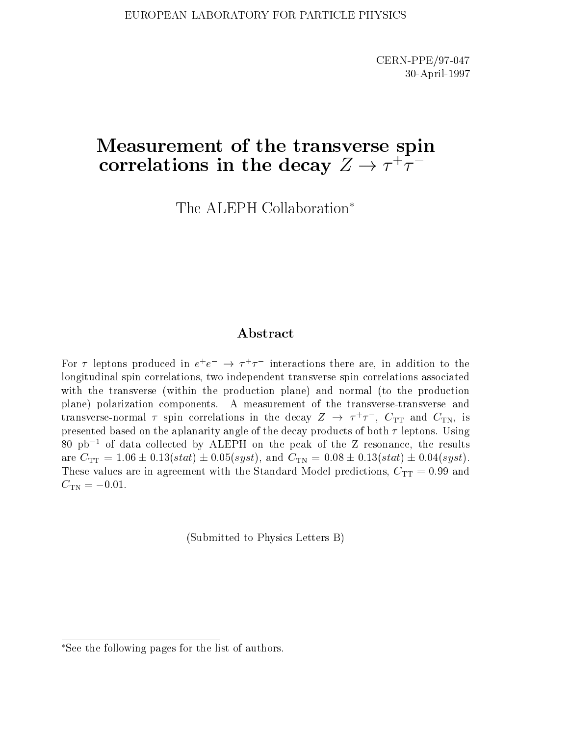EUROPEAN LABORATORY FOR PARTICLE PHYSICS

CERN-PPE/97-047
30-April-1997

# Measurement of the transverse spin correlations in the decay $Z \rightarrow \tau^+\tau^-$

The ALEPH Collaboration*

## Abstract

For $\tau$ leptons produced in $e^+e^- \rightarrow \tau^+\tau^-$ interactions there are, in addition to the longitudinal spin correlations, two independent transverse spin correlations associated with the transverse (within the production plane) and normal (to the production plane) polarization components. A measurement of the transverse-transverse and transverse-normal $\tau$ spin correlations in the decay $Z \rightarrow \tau^+\tau^-$, $C_{\rm TT}$ and $C_{\rm TN}$, is presented based on the aplanarity angle of the decay products of both $\tau$ leptons. Using 80 pb$^{-1}$ of data collected by ALEPH on the peak of the Z resonance, the results are $C_{\rm TT} = 1.06 \pm 0.13(stat) \pm 0.05(syst)$, and $C_{\rm TN} = 0.08 \pm 0.13(stat) \pm 0.04(syst)$. These values are in agreement with the Standard Model predictions, $C_{\rm TT} = 0.99$ and $C_{\rm TN} = -0.01$.

(Submitted to Physics Letters B)

*See the following pages for the list of authors.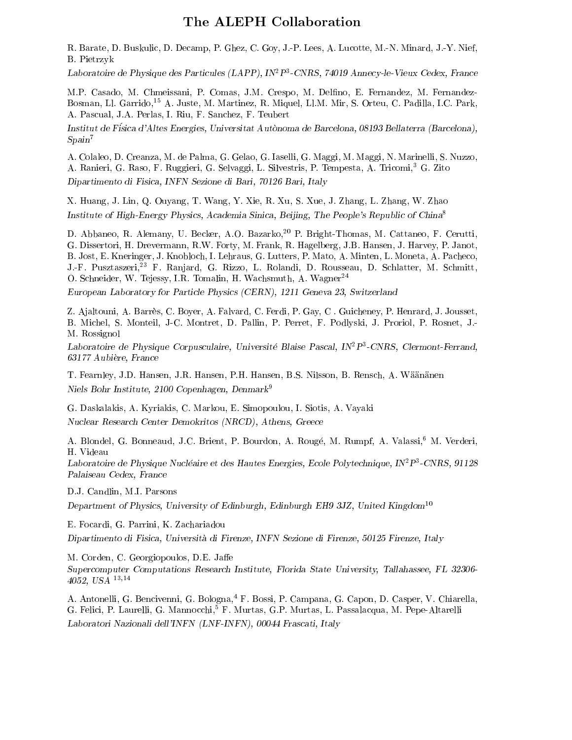# The ALEPH Collaboration

R. Barate, D. Buskulic, D. Decamp, P. Ghez, C. Goy, J.-P. Lees, A. Lucotte, M.-N. Minard, J.-Y. Nief, B. Pietrzyk

*Laboratoire de Physique des Particules (LAPP), IN$^2$P$^3$-CNRS, 74019 Annecy-le-Vieux Cedex, France*

M.P. Casado, M. Chmeissani, P. Comas, J.M. Crespo, M. Delfino, E. Fernandez, M. Fernandez-Bosman, Ll. Garrido,[15] A. Juste, M. Martinez, R. Miquel, Ll.M. Mir, S. Orteu, C. Padilla, I.C. Park, A. Pascual, J.A. Perlas, I. Riu, F. Sanchez, F. Teubert

*Institut de Física d'Altes Energies, Universitat Autònoma de Barcelona, 08193 Bellaterra (Barcelona), Spain*[7]

A. Colaleo, D. Creanza, M. de Palma, G. Gelao, G. Iaselli, G. Maggi, M. Maggi, N. Marinelli, S. Nuzzo, A. Ranieri, G. Raso, F. Ruggieri, G. Selvaggi, L. Silvestris, P. Tempesta, A. Tricomi,[3] G. Zito

*Dipartimento di Fisica, INFN Sezione di Bari, 70126 Bari, Italy*

X. Huang, J. Lin, Q. Ouyang, T. Wang, Y. Xie, R. Xu, S. Xue, J. Zhang, L. Zhang, W. Zhao

*Institute of High-Energy Physics, Academia Sinica, Beijing, The People's Republic of China*[8]

D. Abbaneo, R. Alemany, U. Becker, A.O. Bazarko,[20] P. Bright-Thomas, M. Cattaneo, F. Cerutti, G. Dissertori, H. Drevermann, R.W. Forty, M. Frank, R. Hagelberg, J.B. Hansen, J. Harvey, P. Janot, B. Jost, E. Kneringer, J. Knobloch, I. Lehraus, G. Lutters, P. Mato, A. Minten, L. Moneta, A. Pacheco, J.-F. Pusztaszeri,[23] F. Ranjard, G. Rizzo, L. Rolandi, D. Rousseau, D. Schlatter, M. Schmitt, O. Schneider, W. Tejessy, I.R. Tomalin, H. Wachsmuth, A. Wagner[24]

*European Laboratory for Particle Physics (CERN), 1211 Geneva 23, Switzerland*

Z. Ajaltouni, A. Barrès, C. Boyer, A. Falvard, C. Ferdi, P. Gay, C . Guicheney, P. Henrard, J. Jousset, B. Michel, S. Monteil, J-C. Montret, D. Pallin, P. Perret, F. Podlyski, J. Proriol, P. Rosnet, J.-M. Rossignol

*Laboratoire de Physique Corpusculaire, Université Blaise Pascal, IN$^2$P$^3$-CNRS, Clermont-Ferrand, 63177 Aubière, France*

T. Fearnley, J.D. Hansen, J.R. Hansen, P.H. Hansen, B.S. Nilsson, B. Rensch, A. Wäänänen

*Niels Bohr Institute, 2100 Copenhagen, Denmark*[9]

G. Daskalakis, A. Kyriakis, C. Markou, E. Simopoulou, I. Siotis, A. Vayaki

*Nuclear Research Center Demokritos (NRCD), Athens, Greece*

A. Blondel, G. Bonneaud, J.C. Brient, P. Bourdon, A. Rougé, M. Rumpf, A. Valassi,[6] M. Verderi, H. Videau

*Laboratoire de Physique Nucléaire et des Hautes Energies, Ecole Polytechnique, IN$^2$P$^3$-CNRS, 91128 Palaiseau Cedex, France*

D.J. Candlin, M.I. Parsons

*Department of Physics, University of Edinburgh, Edinburgh EH9 3JZ, United Kingdom*[10]

E. Focardi, G. Parrini, K. Zachariadou

*Dipartimento di Fisica, Università di Firenze, INFN Sezione di Firenze, 50125 Firenze, Italy*

M. Corden, C. Georgiopoulos, D.E. Jaffe

*Supercomputer Computations Research Institute, Florida State University, Tallahassee, FL 32306-4052, USA* [13,14]

A. Antonelli, G. Bencivenni, G. Bologna,[4] F. Bossi, P. Campana, G. Capon, D. Casper, V. Chiarella, G. Felici, P. Laurelli, G. Mannocchi,[5] F. Murtas, G.P. Murtas, L. Passalacqua, M. Pepe-Altarelli

*Laboratori Nazionali dell'INFN (LNF-INFN), 00044 Frascati, Italy*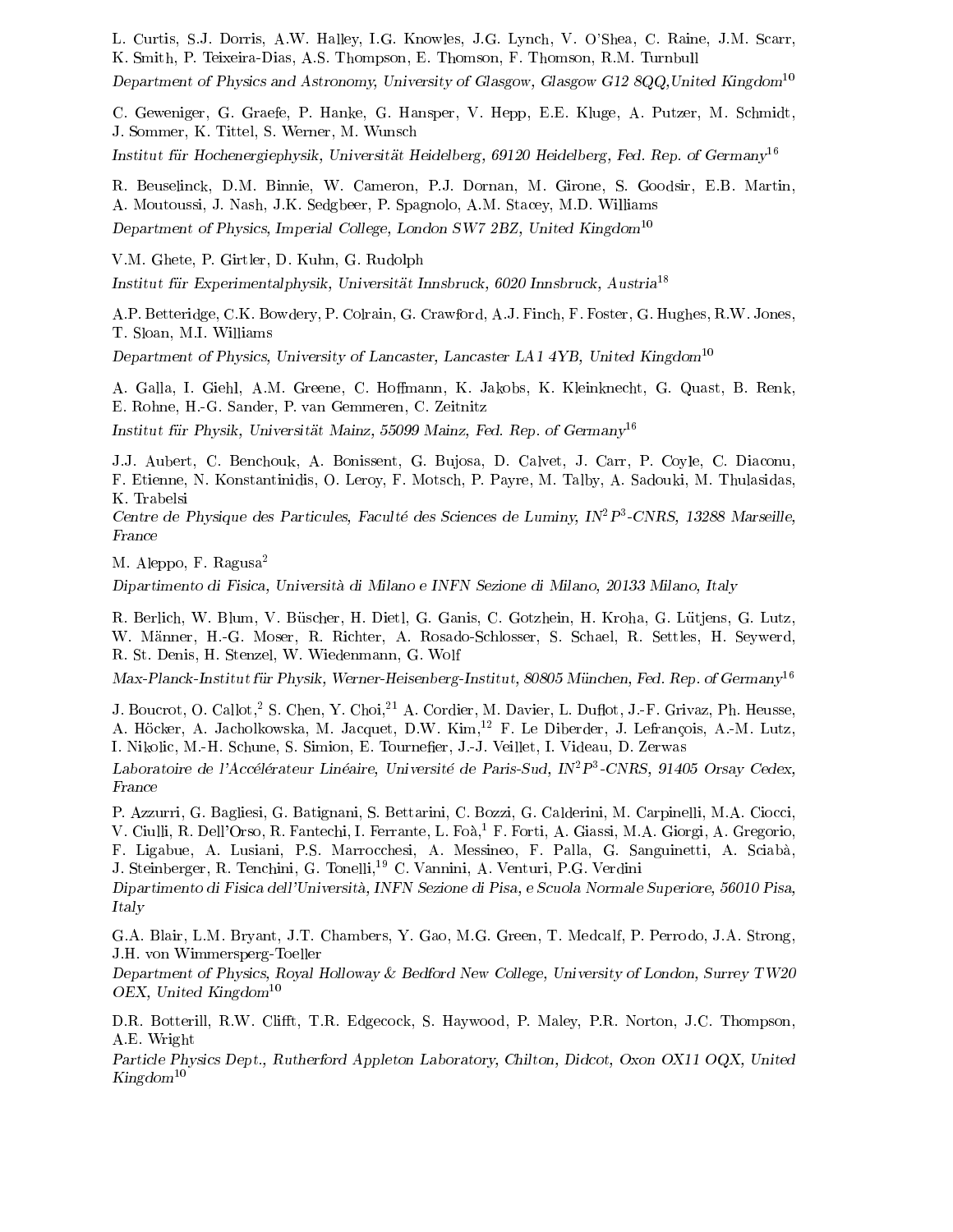L. Curtis, S.J. Dorris, A.W. Halley, I.G. Knowles, J.G. Lynch, V. O'Shea, C. Raine, J.M. Scarr, K. Smith, P. Teixeira-Dias, A.S. Thompson, E. Thomson, F. Thomson, R.M. Turnbull

*Department of Physics and Astronomy, University of Glasgow, Glasgow G12 8QQ,United Kingdom*[10]

C. Geweniger, G. Graefe, P. Hanke, G. Hansper, V. Hepp, E.E. Kluge, A. Putzer, M. Schmidt, J. Sommer, K. Tittel, S. Werner, M. Wunsch

*Institut für Hochenergiephysik, Universität Heidelberg, 69120 Heidelberg, Fed. Rep. of Germany*[16]

R. Beuselinck, D.M. Binnie, W. Cameron, P.J. Dornan, M. Girone, S. Goodsir, E.B. Martin, A. Moutoussi, J. Nash, J.K. Sedgbeer, P. Spagnolo, A.M. Stacey, M.D. Williams

*Department of Physics, Imperial College, London SW7 2BZ, United Kingdom*[10]

V.M. Ghete, P. Girtler, D. Kuhn, G. Rudolph

*Institut für Experimentalphysik, Universität Innsbruck, 6020 Innsbruck, Austria*[18]

A.P. Betteridge, C.K. Bowdery, P. Colrain, G. Crawford, A.J. Finch, F. Foster, G. Hughes, R.W. Jones, T. Sloan, M.I. Williams

*Department of Physics, University of Lancaster, Lancaster LA1 4YB, United Kingdom*[10]

A. Galla, I. Giehl, A.M. Greene, C. Hoffmann, K. Jakobs, K. Kleinknecht, G. Quast, B. Renk, E. Rohne, H.-G. Sander, P. van Gemmeren, C. Zeitnitz

*Institut für Physik, Universität Mainz, 55099 Mainz, Fed. Rep. of Germany*[16]

J.J. Aubert, C. Benchouk, A. Bonissent, G. Bujosa, D. Calvet, J. Carr, P. Coyle, C. Diaconu, F. Etienne, N. Konstantinidis, O. Leroy, F. Motsch, P. Payre, M. Talby, A. Sadouki, M. Thulasidas, K. Trabelsi

*Centre de Physique des Particules, Faculté des Sciences de Luminy, $IN^2P^3$-CNRS, 13288 Marseille, France*

M. Aleppo, F. Ragusa[2]

*Dipartimento di Fisica, Università di Milano e INFN Sezione di Milano, 20133 Milano, Italy*

R. Berlich, W. Blum, V. Büscher, H. Dietl, G. Ganis, C. Gotzhein, H. Kroha, G. Lütjens, G. Lutz, W. Männer, H.-G. Moser, R. Richter, A. Rosado-Schlosser, S. Schael, R. Settles, H. Seywerd, R. St. Denis, H. Stenzel, W. Wiedenmann, G. Wolf

*Max-Planck-Institut für Physik, Werner-Heisenberg-Institut, 80805 München, Fed. Rep. of Germany*[16]

J. Boucrot, O. Callot,[2] S. Chen, Y. Choi,[21] A. Cordier, M. Davier, L. Duflot, J.-F. Grivaz, Ph. Heusse, A. Höcker, A. Jacholkowska, M. Jacquet, D.W. Kim,[12] F. Le Diberder, J. Lefrançois, A.-M. Lutz, I. Nikolic, M.-H. Schune, S. Simion, E. Tournefier, J.-J. Veillet, I. Videau, D. Zerwas

*Laboratoire de l'Accélérateur Linéaire, Université de Paris-Sud, $IN^2P^3$-CNRS, 91405 Orsay Cedex, France*

P. Azzurri, G. Bagliesi, G. Batignani, S. Bettarini, C. Bozzi, G. Calderini, M. Carpinelli, M.A. Ciocci, V. Ciulli, R. Dell'Orso, R. Fantechi, I. Ferrante, L. Foà,[1] F. Forti, A. Giassi, M.A. Giorgi, A. Gregorio, F. Ligabue, A. Lusiani, P.S. Marrocchesi, A. Messineo, F. Palla, G. Sanguinetti, A. Sciabà, J. Steinberger, R. Tenchini, G. Tonelli,[19] C. Vannini, A. Venturi, P.G. Verdini

*Dipartimento di Fisica dell'Università, INFN Sezione di Pisa, e Scuola Normale Superiore, 56010 Pisa, Italy*

G.A. Blair, L.M. Bryant, J.T. Chambers, Y. Gao, M.G. Green, T. Medcalf, P. Perrodo, J.A. Strong, J.H. von Wimmersperg-Toeller

*Department of Physics, Royal Holloway & Bedford New College, University of London, Surrey TW20 OEX, United Kingdom*[10]

D.R. Botterill, R.W. Clifft, T.R. Edgecock, S. Haywood, P. Maley, P.R. Norton, J.C. Thompson, A.E. Wright

*Particle Physics Dept., Rutherford Appleton Laboratory, Chilton, Didcot, Oxon OX11 OQX, United Kingdom*[10]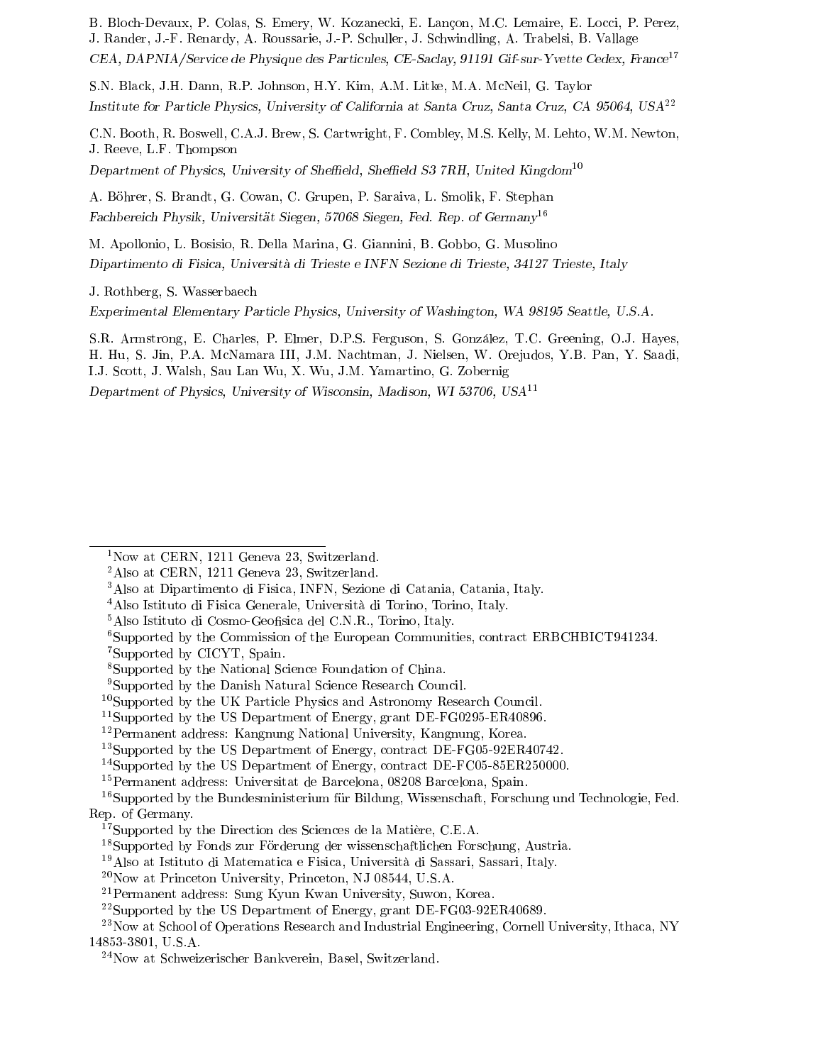B. Bloch-Devaux, P. Colas, S. Emery, W. Kozanecki, E. Lançon, M.C. Lemaire, E. Locci, P. Perez, J. Rander, J.-F. Renardy, A. Roussarie, J.-P. Schuller, J. Schwindling, A. Trabelsi, B. Vallage

*CEA, DAPNIA/Service de Physique des Particules, CE-Saclay, 91191 Gif-sur-Yvette Cedex, France*[17]

S.N. Black, J.H. Dann, R.P. Johnson, H.Y. Kim, A.M. Litke, M.A. McNeil, G. Taylor

*Institute for Particle Physics, University of California at Santa Cruz, Santa Cruz, CA 95064, USA*[22]

C.N. Booth, R. Boswell, C.A.J. Brew, S. Cartwright, F. Combley, M.S. Kelly, M. Lehto, W.M. Newton, J. Reeve, L.F. Thompson

*Department of Physics, University of Sheffield, Sheffield S3 7RH, United Kingdom*[10]

A. Böhrer, S. Brandt, G. Cowan, C. Grupen, P. Saraiva, L. Smolik, F. Stephan

*Fachbereich Physik, Universität Siegen, 57068 Siegen, Fed. Rep. of Germany*[16]

M. Apollonio, L. Bosisio, R. Della Marina, G. Giannini, B. Gobbo, G. Musolino

*Dipartimento di Fisica, Università di Trieste e INFN Sezione di Trieste, 34127 Trieste, Italy*

J. Rothberg, S. Wasserbaech

*Experimental Elementary Particle Physics, University of Washington, WA 98195 Seattle, U.S.A.*

S.R. Armstrong, E. Charles, P. Elmer, D.P.S. Ferguson, S. González, T.C. Greening, O.J. Hayes, H. Hu, S. Jin, P.A. McNamara III, J.M. Nachtman, J. Nielsen, W. Orejudos, Y.B. Pan, Y. Saadi, I.J. Scott, J. Walsh, Sau Lan Wu, X. Wu, J.M. Yamartino, G. Zobernig

*Department of Physics, University of Wisconsin, Madison, WI 53706, USA*[11]

---

[1] Now at CERN, 1211 Geneva 23, Switzerland.

[2] Also at CERN, 1211 Geneva 23, Switzerland.

[3] Also at Dipartimento di Fisica, INFN, Sezione di Catania, Catania, Italy.

[4] Also Istituto di Fisica Generale, Università di Torino, Torino, Italy.

[5] Also Istituto di Cosmo-Geofisica del C.N.R., Torino, Italy.

[6] Supported by the Commission of the European Communities, contract ERBCHBICT941234.

[7] Supported by CICYT, Spain.

[8] Supported by the National Science Foundation of China.

[9] Supported by the Danish Natural Science Research Council.

[10] Supported by the UK Particle Physics and Astronomy Research Council.

[11] Supported by the US Department of Energy, grant DE-FG0295-ER40896.

[12] Permanent address: Kangnung National University, Kangnung, Korea.

[13] Supported by the US Department of Energy, contract DE-FG05-92ER40742.

[14] Supported by the US Department of Energy, contract DE-FC05-85ER250000.

[15] Permanent address: Universitat de Barcelona, 08208 Barcelona, Spain.

[16] Supported by the Bundesministerium für Bildung, Wissenschaft, Forschung und Technologie, Fed. Rep. of Germany.

[17] Supported by the Direction des Sciences de la Matière, C.E.A.

[18] Supported by Fonds zur Förderung der wissenschaftlichen Forschung, Austria.

[19] Also at Istituto di Matematica e Fisica, Università di Sassari, Sassari, Italy.

[20] Now at Princeton University, Princeton, NJ 08544, U.S.A.

[21] Permanent address: Sung Kyun Kwan University, Suwon, Korea.

[22] Supported by the US Department of Energy, grant DE-FG03-92ER40689.

[23] Now at School of Operations Research and Industrial Engineering, Cornell University, Ithaca, NY 14853-3801, U.S.A.

[24] Now at Schweizerischer Bankverein, Basel, Switzerland.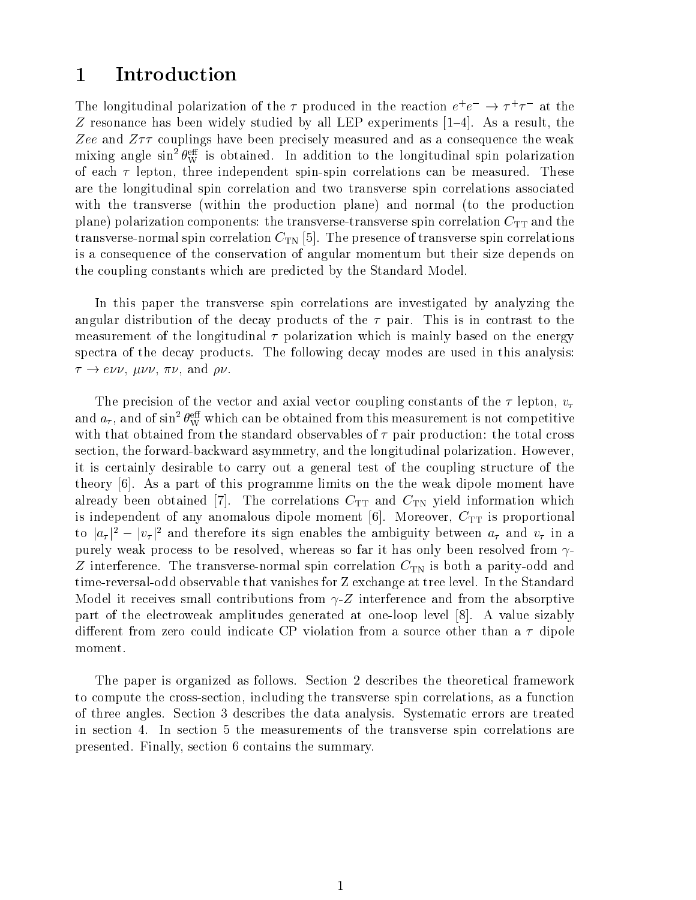# 1 Introduction

The longitudinal polarization of the $\tau$ produced in the reaction $e^+e^- \to \tau^+\tau^-$ at the $Z$ resonance has been widely studied by all LEP experiments [1–4]. As a result, the $Zee$ and $Z\tau\tau$ couplings have been precisely measured and as a consequence the weak mixing angle $\sin^2\theta_{\mathrm{W}}^{\mathrm{eff}}$ is obtained. In addition to the longitudinal spin polarization of each $\tau$ lepton, three independent spin-spin correlations can be measured. These are the longitudinal spin correlation and two transverse spin correlations associated with the transverse (within the production plane) and normal (to the production plane) polarization components: the transverse-transverse spin correlation $C_{\mathrm{TT}}$ and the transverse-normal spin correlation $C_{\mathrm{TN}}$ [5]. The presence of transverse spin correlations is a consequence of the conservation of angular momentum but their size depends on the coupling constants which are predicted by the Standard Model.

In this paper the transverse spin correlations are investigated by analyzing the angular distribution of the decay products of the $\tau$ pair. This is in contrast to the measurement of the longitudinal $\tau$ polarization which is mainly based on the energy spectra of the decay products. The following decay modes are used in this analysis: $\tau \to e\nu\nu$, $\mu\nu\nu$, $\pi\nu$, and $\rho\nu$.

The precision of the vector and axial vector coupling constants of the $\tau$ lepton, $v_\tau$ and $a_\tau$, and of $\sin^2\theta_{\mathrm{W}}^{\mathrm{eff}}$ which can be obtained from this measurement is not competitive with that obtained from the standard observables of $\tau$ pair production: the total cross section, the forward-backward asymmetry, and the longitudinal polarization. However, it is certainly desirable to carry out a general test of the coupling structure of the theory [6]. As a part of this programme limits on the the weak dipole moment have already been obtained [7]. The correlations $C_{\mathrm{TT}}$ and $C_{\mathrm{TN}}$ yield information which is independent of any anomalous dipole moment [6]. Moreover, $C_{\mathrm{TT}}$ is proportional to $|a_\tau|^2 - |v_\tau|^2$ and therefore its sign enables the ambiguity between $a_\tau$ and $v_\tau$ in a purely weak process to be resolved, whereas so far it has only been resolved from $\gamma$-$Z$ interference. The transverse-normal spin correlation $C_{\mathrm{TN}}$ is both a parity-odd and time-reversal-odd observable that vanishes for Z exchange at tree level. In the Standard Model it receives small contributions from $\gamma$-$Z$ interference and from the absorptive part of the electroweak amplitudes generated at one-loop level [8]. A value sizably different from zero could indicate CP violation from a source other than a $\tau$ dipole moment.

The paper is organized as follows. Section 2 describes the theoretical framework to compute the cross-section, including the transverse spin correlations, as a function of three angles. Section 3 describes the data analysis. Systematic errors are treated in section 4. In section 5 the measurements of the transverse spin correlations are presented. Finally, section 6 contains the summary.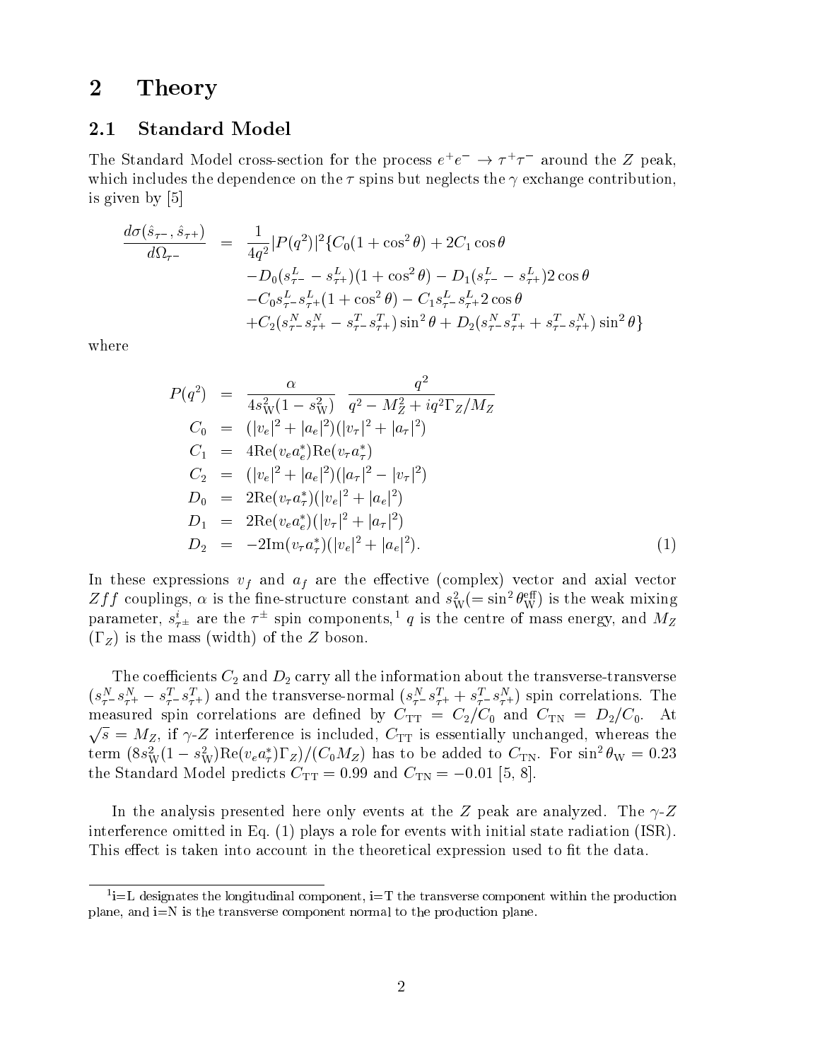# 2 Theory

## 2.1 Standard Model

The Standard Model cross-section for the process $e^+e^- \rightarrow \tau^+\tau^-$ around the $Z$ peak, which includes the dependence on the $\tau$ spins but neglects the $\gamma$ exchange contribution, is given by [5]

$$
\begin{aligned}
\frac{d\sigma(\hat{s}_{\tau^-}, \hat{s}_{\tau^+})}{d\Omega_{\tau^-}} &= \frac{1}{4q^2}|P(q^2)|^2\{C_0(1+\cos^2\theta) + 2C_1\cos\theta \\
&\quad - D_0(s^L_{\tau^-} - s^L_{\tau^+})(1+\cos^2\theta) - D_1(s^L_{\tau^-} - s^L_{\tau^+})2\cos\theta \\
&\quad - C_0 s^L_{\tau^-}s^L_{\tau^+}(1+\cos^2\theta) - C_1 s^L_{\tau^-}s^L_{\tau^+}2\cos\theta \\
&\quad + C_2(s^N_{\tau^-}s^N_{\tau^+} - s^T_{\tau^-}s^T_{\tau^+})\sin^2\theta + D_2(s^N_{\tau^-}s^T_{\tau^+} + s^T_{\tau^-}s^N_{\tau^+})\sin^2\theta\}
\end{aligned}
$$

where

$$
\begin{aligned}
P(q^2) &= \frac{\alpha}{4s^2_{\mathrm{W}}(1-s^2_{\mathrm{W}})} \; \frac{q^2}{q^2 - M^2_Z + iq^2\Gamma_Z/M_Z} \\
C_0 &= (|v_e|^2 + |a_e|^2)(|v_\tau|^2 + |a_\tau|^2) \\
C_1 &= 4\mathrm{Re}(v_e a^*_e)\mathrm{Re}(v_\tau a^*_\tau) \\
C_2 &= (|v_e|^2 + |a_e|^2)(|a_\tau|^2 - |v_\tau|^2) \\
D_0 &= 2\mathrm{Re}(v_\tau a^*_\tau)(|v_e|^2 + |a_e|^2) \\
D_1 &= 2\mathrm{Re}(v_e a^*_e)(|v_\tau|^2 + |a_\tau|^2) \\
D_2 &= -2\mathrm{Im}(v_\tau a^*_\tau)(|v_e|^2 + |a_e|^2). \qquad (1)
\end{aligned}
$$

In these expressions $v_f$ and $a_f$ are the effective (complex) vector and axial vector $Zff$ couplings, $\alpha$ is the fine-structure constant and $s^2_{\mathrm{W}}(=\sin^2\theta^{\mathrm{eff}}_{\mathrm{W}})$ is the weak mixing parameter, $s^i_{\tau^\pm}$ are the $\tau^\pm$ spin components,[1] $q$ is the centre of mass energy, and $M_Z$ ($\Gamma_Z$) is the mass (width) of the $Z$ boson.

The coefficients $C_2$ and $D_2$ carry all the information about the transverse-transverse ($s^N_{\tau^-}s^N_{\tau^+} - s^T_{\tau^-}s^T_{\tau^+}$) and the transverse-normal ($s^N_{\tau^-}s^T_{\tau^+} + s^T_{\tau^-}s^N_{\tau^+}$) spin correlations. The measured spin correlations are defined by $C_{\mathrm{TT}} = C_2/C_0$ and $C_{\mathrm{TN}} = D_2/C_0$. At $\sqrt{s} = M_Z$, if $\gamma$-$Z$ interference is included, $C_{\mathrm{TT}}$ is essentially unchanged, whereas the term $(8s^2_{\mathrm{W}}(1-s^2_{\mathrm{W}})\mathrm{Re}(v_e a^*_\tau)\Gamma_Z)/(C_0 M_Z)$ has to be added to $C_{\mathrm{TN}}$. For $\sin^2\theta_{\mathrm{W}} = 0.23$ the Standard Model predicts $C_{\mathrm{TT}} = 0.99$ and $C_{\mathrm{TN}} = -0.01$ [5, 8].

In the analysis presented here only events at the $Z$ peak are analyzed. The $\gamma$-$Z$ interference omitted in Eq. (1) plays a role for events with initial state radiation (ISR). This effect is taken into account in the theoretical expression used to fit the data.

[1] i=L designates the longitudinal component, i=T the transverse component within the production plane, and i=N is the transverse component normal to the production plane.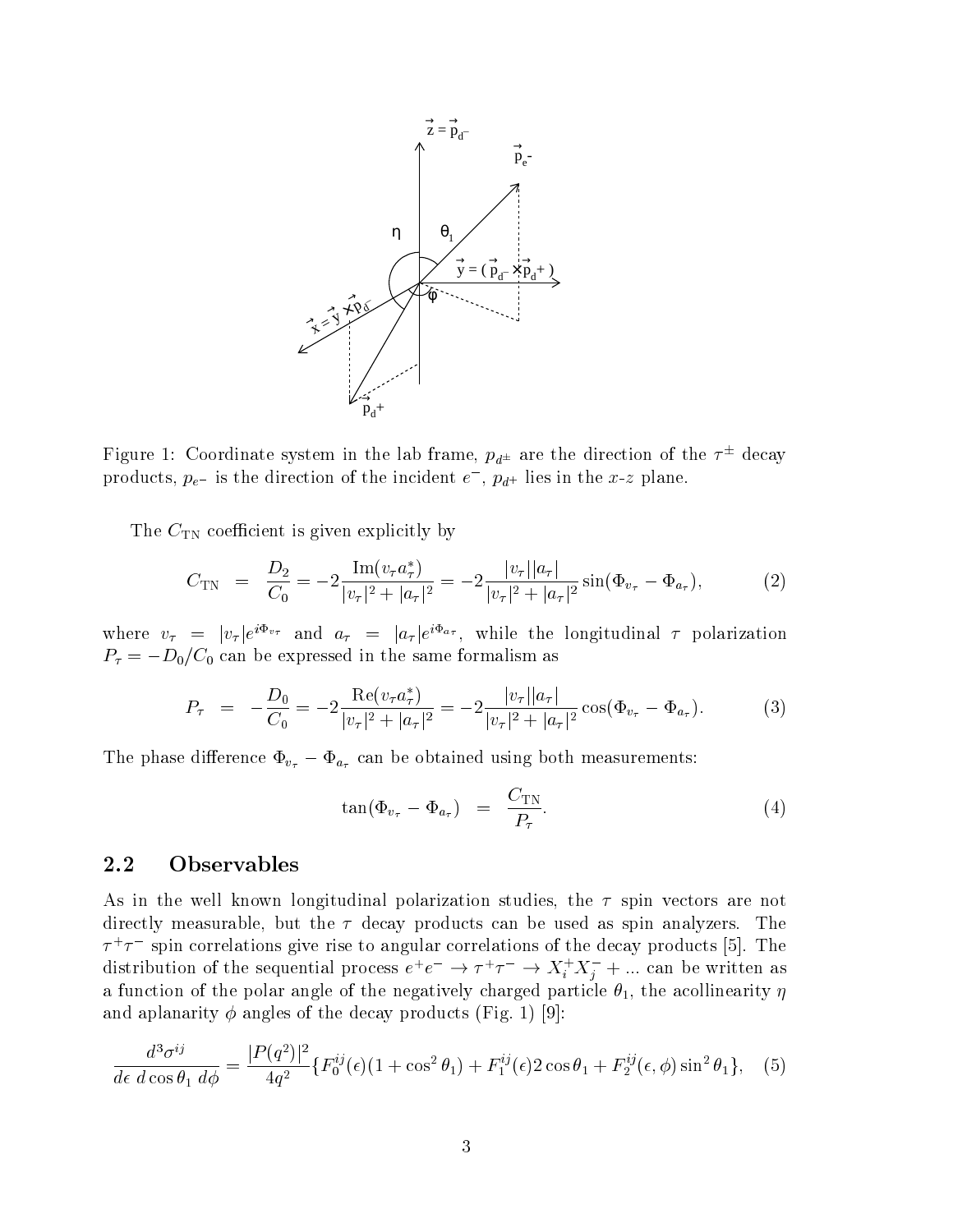Figure 1: Coordinate system in the lab frame, $p_{d^\pm}$ are the direction of the $\tau^\pm$ decay products, $p_{e^-}$ is the direction of the incident $e^-$, $p_{d^+}$ lies in the $x$-$z$ plane.

The $C_{\rm TN}$ coefficient is given explicitly by

$$C_{\rm TN} \;=\; \frac{D_2}{C_0} = -2\frac{{\rm Im}(v_\tau a_\tau^*)}{|v_\tau|^2+|a_\tau|^2} = -2\frac{|v_\tau||a_\tau|}{|v_\tau|^2+|a_\tau|^2}\sin(\Phi_{v_\tau}-\Phi_{a_\tau}), \tag{2}$$

where $v_\tau = |v_\tau|e^{i\Phi_{v_\tau}}$ and $a_\tau = |a_\tau|e^{i\Phi_{a_\tau}}$, while the longitudinal $\tau$ polarization $P_\tau = -D_0/C_0$ can be expressed in the same formalism as

$$P_\tau \;=\; -\frac{D_0}{C_0} = -2\frac{{\rm Re}(v_\tau a_\tau^*)}{|v_\tau|^2+|a_\tau|^2} = -2\frac{|v_\tau||a_\tau|}{|v_\tau|^2+|a_\tau|^2}\cos(\Phi_{v_\tau}-\Phi_{a_\tau}). \tag{3}$$

The phase difference $\Phi_{v_\tau}-\Phi_{a_\tau}$ can be obtained using both measurements:

$$\tan(\Phi_{v_\tau}-\Phi_{a_\tau}) \;=\; \frac{C_{\rm TN}}{P_\tau}. \tag{4}$$

## 2.2 Observables

As in the well known longitudinal polarization studies, the $\tau$ spin vectors are not directly measurable, but the $\tau$ decay products can be used as spin analyzers. The $\tau^+\tau^-$ spin correlations give rise to angular correlations of the decay products [5]. The distribution of the sequential process $e^+e^- \to \tau^+\tau^- \to X_i^+X_j^- + ...$ can be written as a function of the polar angle of the negatively charged particle $\theta_1$, the acollinearity $\eta$ and aplanarity $\phi$ angles of the decay products (Fig. 1) [9]:

$$\frac{d^3\sigma^{ij}}{d\epsilon\; d\cos\theta_1\; d\phi} = \frac{|P(q^2)|^2}{4q^2}\{F_0^{ij}(\epsilon)(1+\cos^2\theta_1) + F_1^{ij}(\epsilon)2\cos\theta_1 + F_2^{ij}(\epsilon,\phi)\sin^2\theta_1\}, \tag{5}$$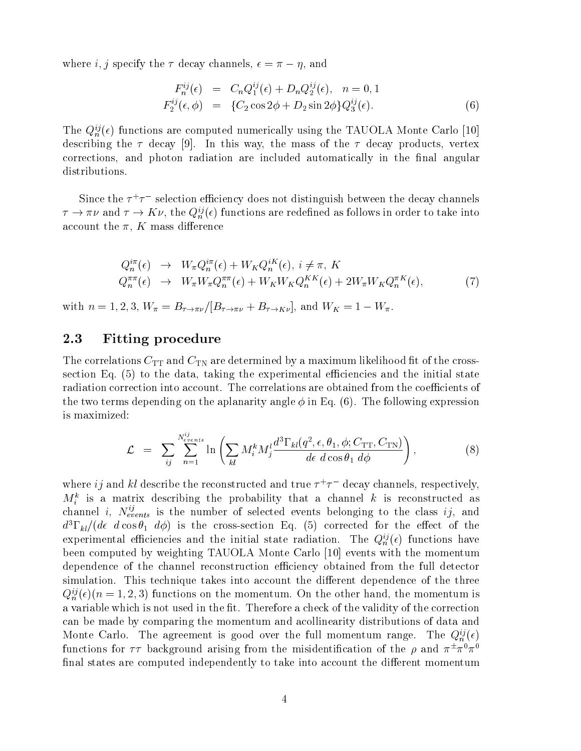where $i, j$ specify the $\tau$ decay channels, $\epsilon = \pi - \eta$, and

$$
\begin{aligned}
F_n^{ij}(\epsilon) &= C_n Q_1^{ij}(\epsilon) + D_n Q_2^{ij}(\epsilon), \quad n = 0, 1 \\
F_2^{ij}(\epsilon, \phi) &= \{C_2 \cos 2\phi + D_2 \sin 2\phi\} Q_3^{ij}(\epsilon).
\end{aligned} \tag{6}
$$

The $Q_n^{ij}(\epsilon)$ functions are computed numerically using the TAUOLA Monte Carlo [10] describing the $\tau$ decay [9]. In this way, the mass of the $\tau$ decay products, vertex corrections, and photon radiation are included automatically in the final angular distributions.

Since the $\tau^+\tau^-$ selection efficiency does not distinguish between the decay channels $\tau \to \pi\nu$ and $\tau \to K\nu$, the $Q_n^{ij}(\epsilon)$ functions are redefined as follows in order to take into account the $\pi$, $K$ mass difference

$$
\begin{aligned}
Q_n^{i\pi}(\epsilon) &\to W_\pi Q_n^{i\pi}(\epsilon) + W_K Q_n^{iK}(\epsilon), \; i \neq \pi, \; K \\
Q_n^{\pi\pi}(\epsilon) &\to W_\pi W_\pi Q_n^{\pi\pi}(\epsilon) + W_K W_K Q_n^{KK}(\epsilon) + 2 W_\pi W_K Q_n^{\pi K}(\epsilon),
\end{aligned} \tag{7}
$$

with $n = 1, 2, 3$, $W_\pi = B_{\tau\to\pi\nu}/[B_{\tau\to\pi\nu} + B_{\tau\to K\nu}]$, and $W_K = 1 - W_\pi$.

## 2.3 Fitting procedure

The correlations $C_{\rm TT}$ and $C_{\rm TN}$ are determined by a maximum likelihood fit of the cross-section Eq. (5) to the data, taking the experimental efficiencies and the initial state radiation correction into account. The correlations are obtained from the coefficients of the two terms depending on the aplanarity angle $\phi$ in Eq. (6). The following expression is maximized:

$$
\mathcal{L} \;=\; \sum_{ij} \sum_{n=1}^{N_{events}^{ij}} \ln \left( \sum_{kl} M_i^k M_j^l \frac{d^3\Gamma_{kl}(q^2, \epsilon, \theta_1, \phi; C_{\rm TT}, C_{\rm TN})}{d\epsilon \; d\cos\theta_1 \; d\phi} \right), \tag{8}
$$

where $ij$ and $kl$ describe the reconstructed and true $\tau^+\tau^-$ decay channels, respectively, $M_i^k$ is a matrix describing the probability that a channel $k$ is reconstructed as channel $i$, $N_{events}^{ij}$ is the number of selected events belonging to the class $ij$, and $d^3\Gamma_{kl}/(d\epsilon \; d\cos\theta_1 \; d\phi)$ is the cross-section Eq. (5) corrected for the effect of the experimental efficiencies and the initial state radiation. The $Q_n^{ij}(\epsilon)$ functions have been computed by weighting TAUOLA Monte Carlo [10] events with the momentum dependence of the channel reconstruction efficiency obtained from the full detector simulation. This technique takes into account the different dependence of the three $Q_n^{ij}(\epsilon) (n = 1, 2, 3)$ functions on the momentum. On the other hand, the momentum is a variable which is not used in the fit. Therefore a check of the validity of the correction can be made by comparing the momentum and acollinearity distributions of data and Monte Carlo. The agreement is good over the full momentum range. The $Q_n^{ij}(\epsilon)$ functions for $\tau\tau$ background arising from the misidentification of the $\rho$ and $\pi^\pm\pi^0\pi^0$ final states are computed independently to take into account the different momentum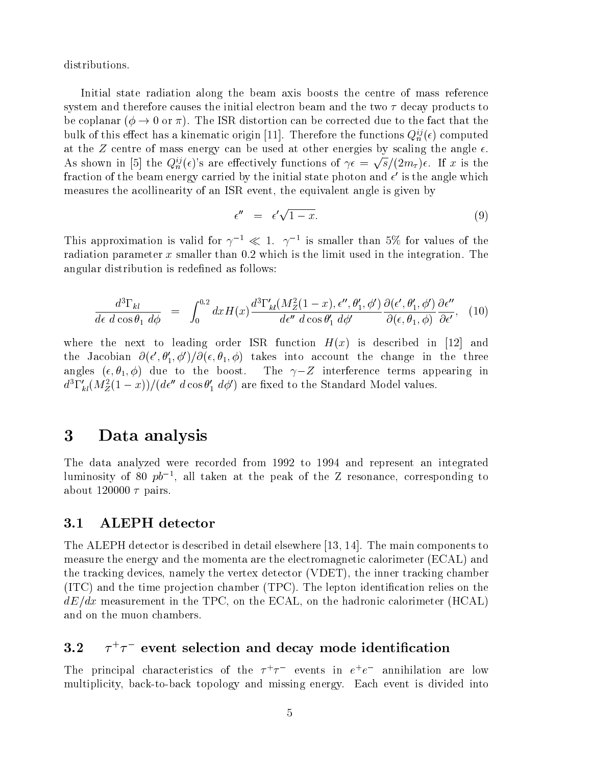distributions.

Initial state radiation along the beam axis boosts the centre of mass reference system and therefore causes the initial electron beam and the two $\tau$ decay products to be coplanar ($\phi \to 0$ or $\pi$). The ISR distortion can be corrected due to the fact that the bulk of this effect has a kinematic origin [11]. Therefore the functions $Q_n^{ij}(\epsilon)$ computed at the $Z$ centre of mass energy can be used at other energies by scaling the angle $\epsilon$. As shown in [5] the $Q_n^{ij}(\epsilon)$'s are effectively functions of $\gamma\epsilon = \sqrt{s}/(2m_\tau)\epsilon$. If $x$ is the fraction of the beam energy carried by the initial state photon and $\epsilon'$ is the angle which measures the acollinearity of an ISR event, the equivalent angle is given by

$$\epsilon'' \;=\; \epsilon'\sqrt{1-x}. \tag{9}$$

This approximation is valid for $\gamma^{-1} \ll 1$. $\gamma^{-1}$ is smaller than 5% for values of the radiation parameter $x$ smaller than 0.2 which is the limit used in the integration. The angular distribution is redefined as follows:

$$\frac{d^3\Gamma_{kl}}{d\epsilon\; d\cos\theta_1\; d\phi} \;=\; \int_0^{0.2} dx H(x) \frac{d^3\Gamma'_{kl}(M_Z^2(1-x), \epsilon'', \theta'_1, \phi')}{d\epsilon''\; d\cos\theta'_1\; d\phi'} \frac{\partial(\epsilon', \theta'_1, \phi')}{\partial(\epsilon, \theta_1, \phi)} \frac{\partial\epsilon''}{\partial\epsilon'}, \tag{10}$$

where the next to leading order ISR function $H(x)$ is described in [12] and the Jacobian $\partial(\epsilon', \theta'_1, \phi')/\partial(\epsilon, \theta_1, \phi)$ takes into account the change in the three angles $(\epsilon, \theta_1, \phi)$ due to the boost. The $\gamma - Z$ interference terms appearing in $d^3\Gamma'_{kl}(M_Z^2(1-x))/(d\epsilon''\; d\cos\theta'_1\; d\phi')$ are fixed to the Standard Model values.

# 3 Data analysis

The data analyzed were recorded from 1992 to 1994 and represent an integrated luminosity of 80 $pb^{-1}$, all taken at the peak of the Z resonance, corresponding to about 120000 $\tau$ pairs.

## 3.1 ALEPH detector

The ALEPH detector is described in detail elsewhere [13, 14]. The main components to measure the energy and the momenta are the electromagnetic calorimeter (ECAL) and the tracking devices, namely the vertex detector (VDET), the inner tracking chamber (ITC) and the time projection chamber (TPC). The lepton identification relies on the $dE/dx$ measurement in the TPC, on the ECAL, on the hadronic calorimeter (HCAL) and on the muon chambers.

## 3.2 $\tau^+\tau^-$ event selection and decay mode identification

The principal characteristics of the $\tau^+\tau^-$ events in $e^+e^-$ annihilation are low multiplicity, back-to-back topology and missing energy. Each event is divided into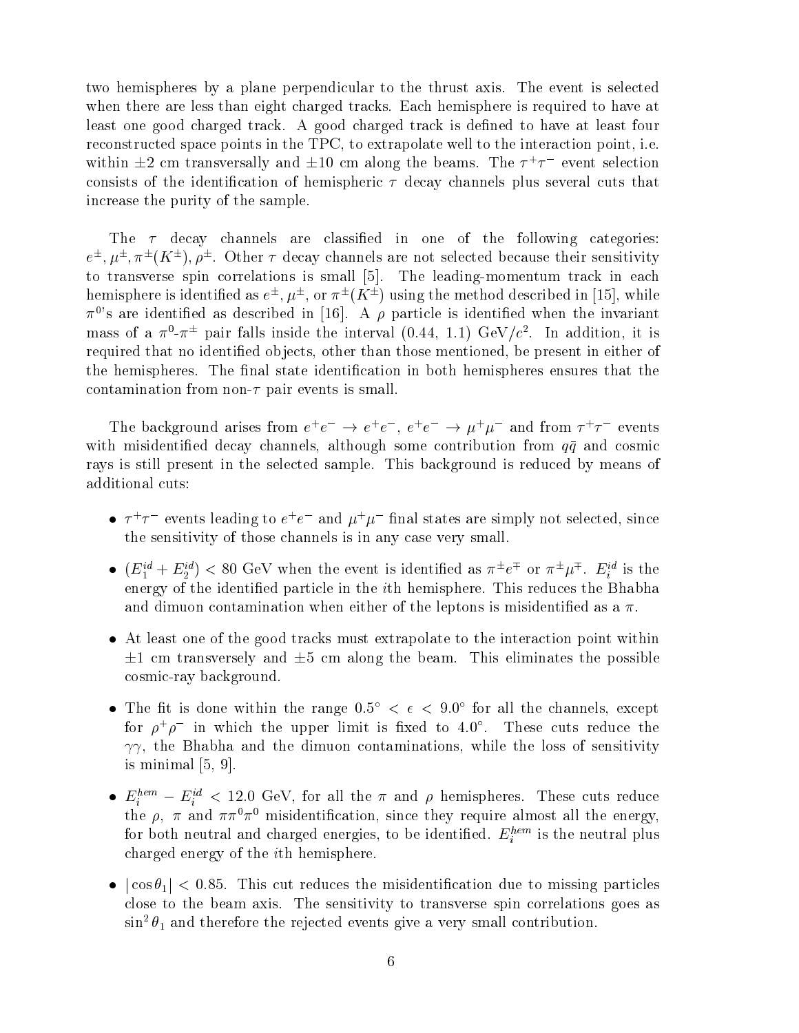two hemispheres by a plane perpendicular to the thrust axis. The event is selected when there are less than eight charged tracks. Each hemisphere is required to have at least one good charged track. A good charged track is defined to have at least four reconstructed space points in the TPC, to extrapolate well to the interaction point, i.e. within $\pm 2$ cm transversally and $\pm 10$ cm along the beams. The $\tau^+\tau^-$ event selection consists of the identification of hemispheric $\tau$ decay channels plus several cuts that increase the purity of the sample.

The $\tau$ decay channels are classified in one of the following categories: $e^{\pm}, \mu^{\pm}, \pi^{\pm}(K^{\pm}), \rho^{\pm}$. Other $\tau$ decay channels are not selected because their sensitivity to transverse spin correlations is small [5]. The leading-momentum track in each hemisphere is identified as $e^{\pm}$, $\mu^{\pm}$, or $\pi^{\pm}(K^{\pm})$ using the method described in [15], while $\pi^{0}$'s are identified as described in [16]. A $\rho$ particle is identified when the invariant mass of a $\pi^0$-$\pi^{\pm}$ pair falls inside the interval (0.44, 1.1) GeV/$c^2$. In addition, it is required that no identified objects, other than those mentioned, be present in either of the hemispheres. The final state identification in both hemispheres ensures that the contamination from non-$\tau$ pair events is small.

The background arises from $e^+e^- \to e^+e^-$, $e^+e^- \to \mu^+\mu^-$ and from $\tau^+\tau^-$ events with misidentified decay channels, although some contribution from $q\bar{q}$ and cosmic rays is still present in the selected sample. This background is reduced by means of additional cuts:

- $\tau^+\tau^-$ events leading to $e^+e^-$ and $\mu^+\mu^-$ final states are simply not selected, since the sensitivity of those channels is in any case very small.
- $(E_1^{id} + E_2^{id}) < 80$ GeV when the event is identified as $\pi^{\pm}e^{\mp}$ or $\pi^{\pm}\mu^{\mp}$. $E_i^{id}$ is the energy of the identified particle in the $i$th hemisphere. This reduces the Bhabha and dimuon contamination when either of the leptons is misidentified as a $\pi$.
- At least one of the good tracks must extrapolate to the interaction point within $\pm 1$ cm transversely and $\pm 5$ cm along the beam. This eliminates the possible cosmic-ray background.
- The fit is done within the range $0.5^\circ < \epsilon < 9.0^\circ$ for all the channels, except for $\rho^+\rho^-$ in which the upper limit is fixed to $4.0^\circ$. These cuts reduce the $\gamma\gamma$, the Bhabha and the dimuon contaminations, while the loss of sensitivity is minimal [5, 9].
- $E_i^{hem} - E_i^{id} < 12.0$ GeV, for all the $\pi$ and $\rho$ hemispheres. These cuts reduce the $\rho$, $\pi$ and $\pi\pi^0\pi^0$ misidentification, since they require almost all the energy, for both neutral and charged energies, to be identified. $E_i^{hem}$ is the neutral plus charged energy of the $i$th hemisphere.
- $|\cos\theta_1| < 0.85$. This cut reduces the misidentification due to missing particles close to the beam axis. The sensitivity to transverse spin correlations goes as $\sin^2\theta_1$ and therefore the rejected events give a very small contribution.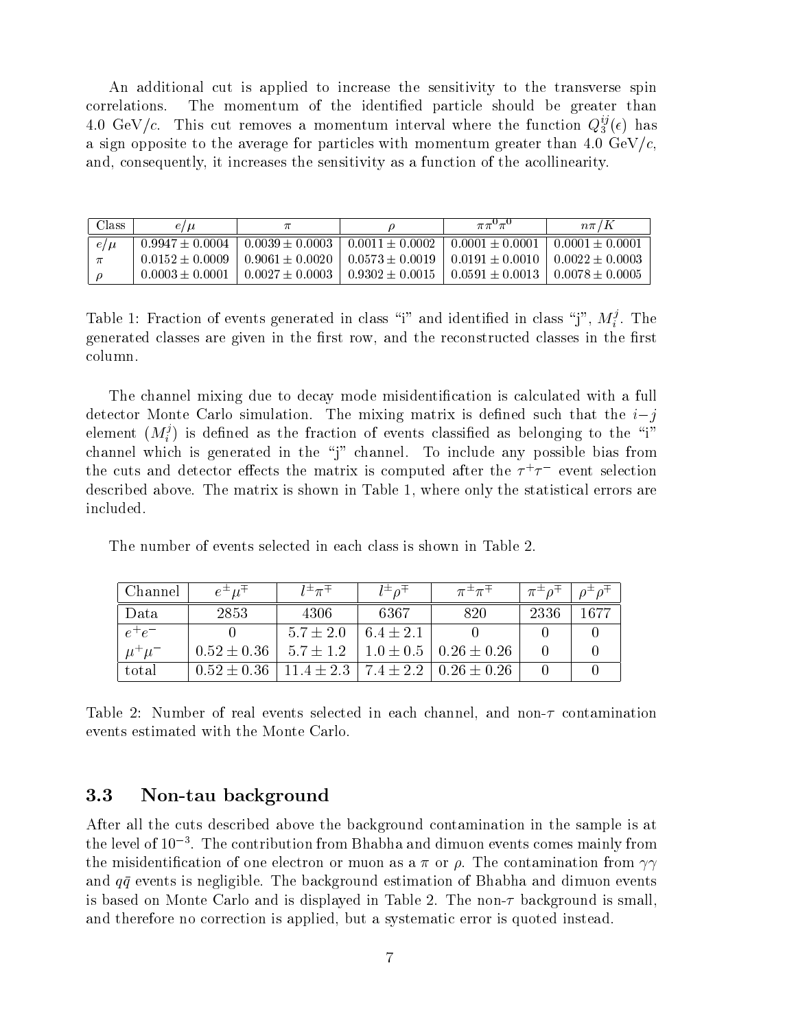An additional cut is applied to increase the sensitivity to the transverse spin correlations. The momentum of the identified particle should be greater than 4.0 GeV/$c$. This cut removes a momentum interval where the function $Q_3^{ij}(\epsilon)$ has a sign opposite to the average for particles with momentum greater than 4.0 GeV/$c$, and, consequently, it increases the sensitivity as a function of the acollinearity.

| Class | $e/\mu$ | $\pi$ | $\rho$ | $\pi\pi^0\pi^0$ | $n\pi/K$ |
|---|---|---|---|---|---|
| $e/\mu$ | $0.9947 \pm 0.0004$ | $0.0039 \pm 0.0003$ | $0.0011 \pm 0.0002$ | $0.0001 \pm 0.0001$ | $0.0001 \pm 0.0001$ |
| $\pi$ | $0.0152 \pm 0.0009$ | $0.9061 \pm 0.0020$ | $0.0573 \pm 0.0019$ | $0.0191 \pm 0.0010$ | $0.0022 \pm 0.0003$ |
| $\rho$ | $0.0003 \pm 0.0001$ | $0.0027 \pm 0.0003$ | $0.9302 \pm 0.0015$ | $0.0591 \pm 0.0013$ | $0.0078 \pm 0.0005$ |

Table 1: Fraction of events generated in class "i" and identified in class "j", $M_i^j$. The generated classes are given in the first row, and the reconstructed classes in the first column.

The channel mixing due to decay mode misidentification is calculated with a full detector Monte Carlo simulation. The mixing matrix is defined such that the $i-j$ element ($M_i^j$) is defined as the fraction of events classified as belonging to the "i" channel which is generated in the "j" channel. To include any possible bias from the cuts and detector effects the matrix is computed after the $\tau^+\tau^-$ event selection described above. The matrix is shown in Table 1, where only the statistical errors are included.

The number of events selected in each class is shown in Table 2.

| Channel | $e^\pm\mu^\mp$ | $l^\pm\pi^\mp$ | $l^\pm\rho^\mp$ | $\pi^\pm\pi^\mp$ | $\pi^\pm\rho^\mp$ | $\rho^\pm\rho^\mp$ |
|---|---|---|---|---|---|---|
| Data | 2853 | 4306 | 6367 | 820 | 2336 | 1677 |
| $e^+e^-$ | 0 | $5.7 \pm 2.0$ | $6.4 \pm 2.1$ | 0 | 0 | 0 |
| $\mu^+\mu^-$ | $0.52 \pm 0.36$ | $5.7 \pm 1.2$ | $1.0 \pm 0.5$ | $0.26 \pm 0.26$ | 0 | 0 |
| total | $0.52 \pm 0.36$ | $11.4 \pm 2.3$ | $7.4 \pm 2.2$ | $0.26 \pm 0.26$ | 0 | 0 |

Table 2: Number of real events selected in each channel, and non-$\tau$ contamination events estimated with the Monte Carlo.

### 3.3 Non-tau background

After all the cuts described above the background contamination in the sample is at the level of $10^{-3}$. The contribution from Bhabha and dimuon events comes mainly from the misidentification of one electron or muon as a $\pi$ or $\rho$. The contamination from $\gamma\gamma$ and $q\bar{q}$ events is negligible. The background estimation of Bhabha and dimuon events is based on Monte Carlo and is displayed in Table 2. The non-$\tau$ background is small, and therefore no correction is applied, but a systematic error is quoted instead.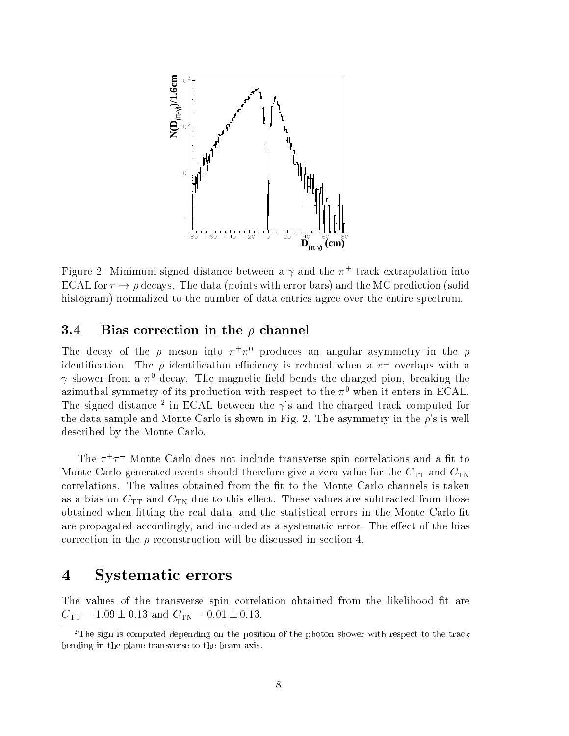Figure 2: Minimum signed distance between a $\gamma$ and the $\pi^{\pm}$ track extrapolation into ECAL for $\tau \to \rho$ decays. The data (points with error bars) and the MC prediction (solid histogram) normalized to the number of data entries agree over the entire spectrum.

### 3.4 Bias correction in the $\rho$ channel

The decay of the $\rho$ meson into $\pi^{\pm}\pi^{0}$ produces an angular asymmetry in the $\rho$ identification. The $\rho$ identification efficiency is reduced when a $\pi^{\pm}$ overlaps with a $\gamma$ shower from a $\pi^{0}$ decay. The magnetic field bends the charged pion, breaking the azimuthal symmetry of its production with respect to the $\pi^{0}$ when it enters in ECAL. The signed distance [2] in ECAL between the $\gamma$'s and the charged track computed for the data sample and Monte Carlo is shown in Fig. 2. The asymmetry in the $\rho$'s is well described by the Monte Carlo.

The $\tau^{+}\tau^{-}$ Monte Carlo does not include transverse spin correlations and a fit to Monte Carlo generated events should therefore give a zero value for the $C_{\mathrm{TT}}$ and $C_{\mathrm{TN}}$ correlations. The values obtained from the fit to the Monte Carlo channels is taken as a bias on $C_{\mathrm{TT}}$ and $C_{\mathrm{TN}}$ due to this effect. These values are subtracted from those obtained when fitting the real data, and the statistical errors in the Monte Carlo fit are propagated accordingly, and included as a systematic error. The effect of the bias correction in the $\rho$ reconstruction will be discussed in section 4.

## 4 Systematic errors

The values of the transverse spin correlation obtained from the likelihood fit are $C_{\mathrm{TT}} = 1.09 \pm 0.13$ and $C_{\mathrm{TN}} = 0.01 \pm 0.13$.

[2] The sign is computed depending on the position of the photon shower with respect to the track bending in the plane transverse to the beam axis.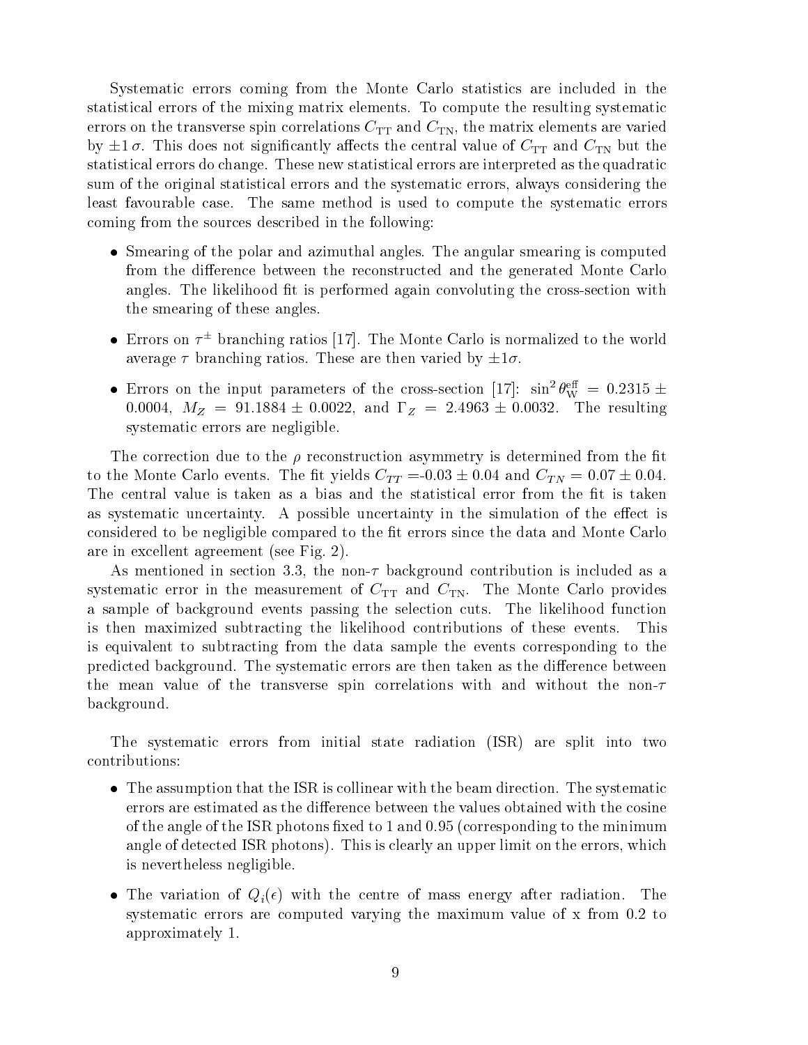Systematic errors coming from the Monte Carlo statistics are included in the statistical errors of the mixing matrix elements. To compute the resulting systematic errors on the transverse spin correlations $C_{\rm TT}$ and $C_{\rm TN}$, the matrix elements are varied by $\pm 1\,\sigma$. This does not significantly affects the central value of $C_{\rm TT}$ and $C_{\rm TN}$ but the statistical errors do change. These new statistical errors are interpreted as the quadratic sum of the original statistical errors and the systematic errors, always considering the least favourable case. The same method is used to compute the systematic errors coming from the sources described in the following:

- Smearing of the polar and azimuthal angles. The angular smearing is computed from the difference between the reconstructed and the generated Monte Carlo angles. The likelihood fit is performed again convoluting the cross-section with the smearing of these angles.
- Errors on $\tau^{\pm}$ branching ratios [17]. The Monte Carlo is normalized to the world average $\tau$ branching ratios. These are then varied by $\pm 1\sigma$.
- Errors on the input parameters of the cross-section [17]: $\sin^2\theta_{\rm W}^{\rm eff} = 0.2315 \pm 0.0004$, $M_Z = 91.1884 \pm 0.0022$, and $\Gamma_Z = 2.4963 \pm 0.0032$. The resulting systematic errors are negligible.

The correction due to the $\rho$ reconstruction asymmetry is determined from the fit to the Monte Carlo events. The fit yields $C_{TT}$ =-0.03 $\pm$ 0.04 and $C_{TN} = 0.07 \pm 0.04$. The central value is taken as a bias and the statistical error from the fit is taken as systematic uncertainty. A possible uncertainty in the simulation of the effect is considered to be negligible compared to the fit errors since the data and Monte Carlo are in excellent agreement (see Fig. 2).

As mentioned in section 3.3, the non-$\tau$ background contribution is included as a systematic error in the measurement of $C_{\rm TT}$ and $C_{\rm TN}$. The Monte Carlo provides a sample of background events passing the selection cuts. The likelihood function is then maximized subtracting the likelihood contributions of these events. This is equivalent to subtracting from the data sample the events corresponding to the predicted background. The systematic errors are then taken as the difference between the mean value of the transverse spin correlations with and without the non-$\tau$ background.

The systematic errors from initial state radiation (ISR) are split into two contributions:

- The assumption that the ISR is collinear with the beam direction. The systematic errors are estimated as the difference between the values obtained with the cosine of the angle of the ISR photons fixed to 1 and 0.95 (corresponding to the minimum angle of detected ISR photons). This is clearly an upper limit on the errors, which is nevertheless negligible.
- The variation of $Q_i(\epsilon)$ with the centre of mass energy after radiation. The systematic errors are computed varying the maximum value of x from 0.2 to approximately 1.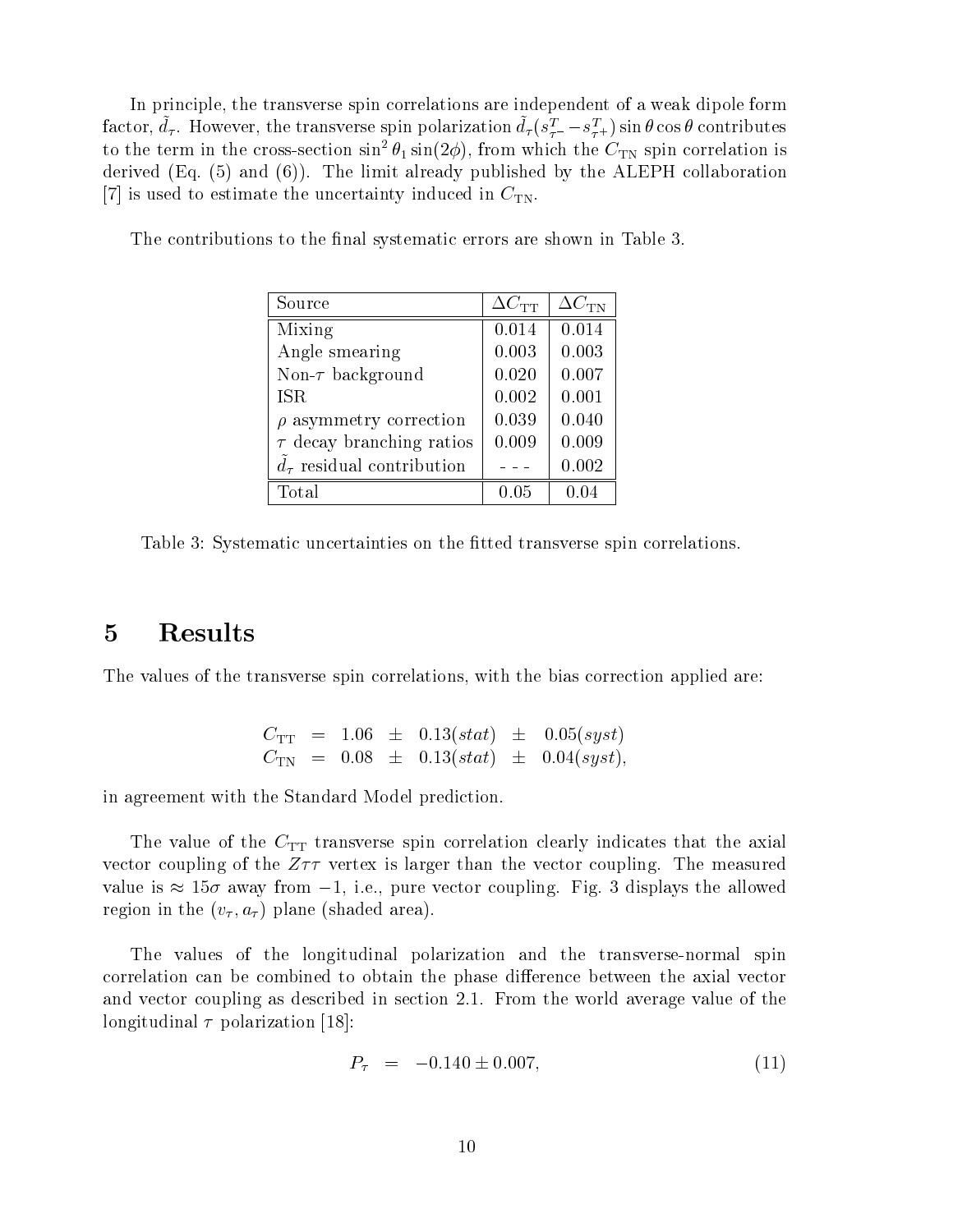In principle, the transverse spin correlations are independent of a weak dipole form factor, $\tilde{d}_\tau$. However, the transverse spin polarization $\tilde{d}_\tau(s^T_{\tau^-} - s^T_{\tau^+})\sin\theta\cos\theta$ contributes to the term in the cross-section $\sin^2\theta_1\sin(2\phi)$, from which the $C_{\rm TN}$ spin correlation is derived (Eq. (5) and (6)). The limit already published by the ALEPH collaboration [7] is used to estimate the uncertainty induced in $C_{\rm TN}$.

The contributions to the final systematic errors are shown in Table 3.

| Source | $\Delta C_{\rm TT}$ | $\Delta C_{\rm TN}$ |
|---|---|---|
| Mixing | 0.014 | 0.014 |
| Angle smearing | 0.003 | 0.003 |
| Non-$\tau$ background | 0.020 | 0.007 |
| ISR | 0.002 | 0.001 |
| $\rho$ asymmetry correction | 0.039 | 0.040 |
| $\tau$ decay branching ratios | 0.009 | 0.009 |
| $\tilde{d}_\tau$ residual contribution | - - - | 0.002 |
| Total | 0.05 | 0.04 |

Table 3: Systematic uncertainties on the fitted transverse spin correlations.

# 5 Results

The values of the transverse spin correlations, with the bias correction applied are:

$$
\begin{aligned}
C_{\rm TT} &= 1.06 \pm 0.13(stat) \pm 0.05(syst) \\
C_{\rm TN} &= 0.08 \pm 0.13(stat) \pm 0.04(syst),
\end{aligned}
$$

in agreement with the Standard Model prediction.

The value of the $C_{\rm TT}$ transverse spin correlation clearly indicates that the axial vector coupling of the $Z\tau\tau$ vertex is larger than the vector coupling. The measured value is $\approx 15\sigma$ away from $-1$, i.e., pure vector coupling. Fig. 3 displays the allowed region in the $(v_\tau, a_\tau)$ plane (shaded area).

The values of the longitudinal polarization and the transverse-normal spin correlation can be combined to obtain the phase difference between the axial vector and vector coupling as described in section 2.1. From the world average value of the longitudinal $\tau$ polarization [18]:

$$P_\tau = -0.140 \pm 0.007, \tag{11}$$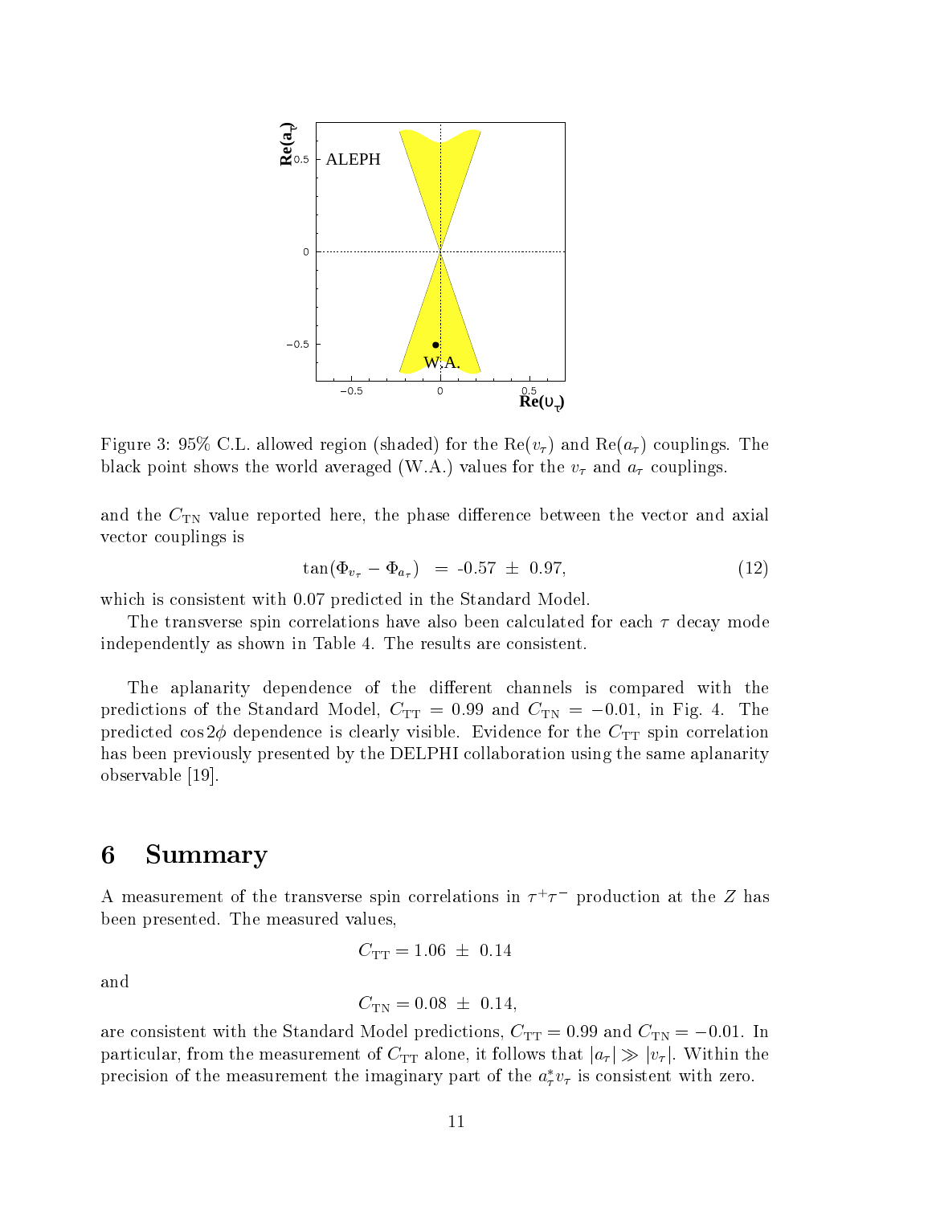Figure 3: 95% C.L. allowed region (shaded) for the $\mathrm{Re}(v_\tau)$ and $\mathrm{Re}(a_\tau)$ couplings. The black point shows the world averaged (W.A.) values for the $v_\tau$ and $a_\tau$ couplings.

and the $C_{\mathrm{TN}}$ value reported here, the phase difference between the vector and axial vector couplings is

$$\tan(\Phi_{v_\tau} - \Phi_{a_\tau}) \;=\; \text{-0.57} \;\pm\; 0.97, \tag{12}$$

which is consistent with 0.07 predicted in the Standard Model.

The transverse spin correlations have also been calculated for each $\tau$ decay mode independently as shown in Table 4. The results are consistent.

The aplanarity dependence of the different channels is compared with the predictions of the Standard Model, $C_{\mathrm{TT}} = 0.99$ and $C_{\mathrm{TN}} = -0.01$, in Fig. 4. The predicted $\cos 2\phi$ dependence is clearly visible. Evidence for the $C_{\mathrm{TT}}$ spin correlation has been previously presented by the DELPHI collaboration using the same aplanarity observable [19].

# 6 Summary

A measurement of the transverse spin correlations in $\tau^+\tau^-$ production at the $Z$ has been presented. The measured values,

$$C_{\mathrm{TT}} = 1.06 \;\pm\; 0.14$$

and

$$C_{\mathrm{TN}} = 0.08 \;\pm\; 0.14,$$

are consistent with the Standard Model predictions, $C_{\mathrm{TT}} = 0.99$ and $C_{\mathrm{TN}} = -0.01$. In particular, from the measurement of $C_{\mathrm{TT}}$ alone, it follows that $|a_\tau| \gg |v_\tau|$. Within the precision of the measurement the imaginary part of the $a_\tau^* v_\tau$ is consistent with zero.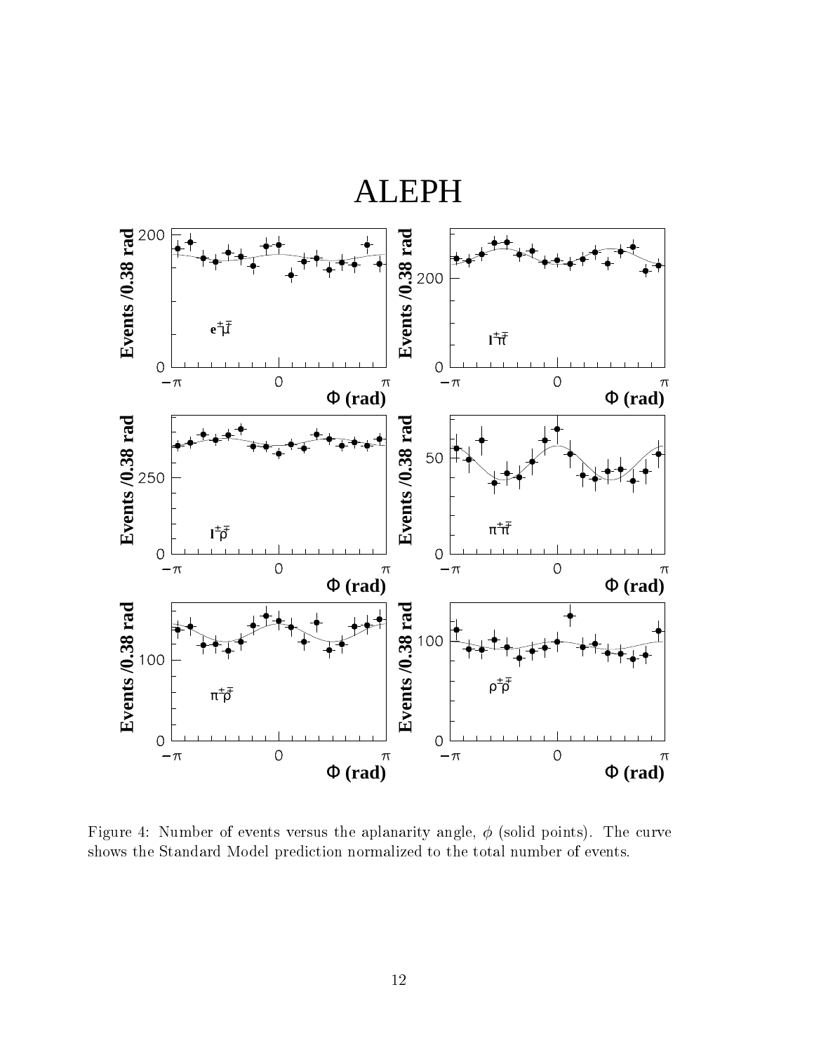Figure 4: Number of events versus the aplanarity angle, $\phi$ (solid points). The curve shows the Standard Model prediction normalized to the total number of events.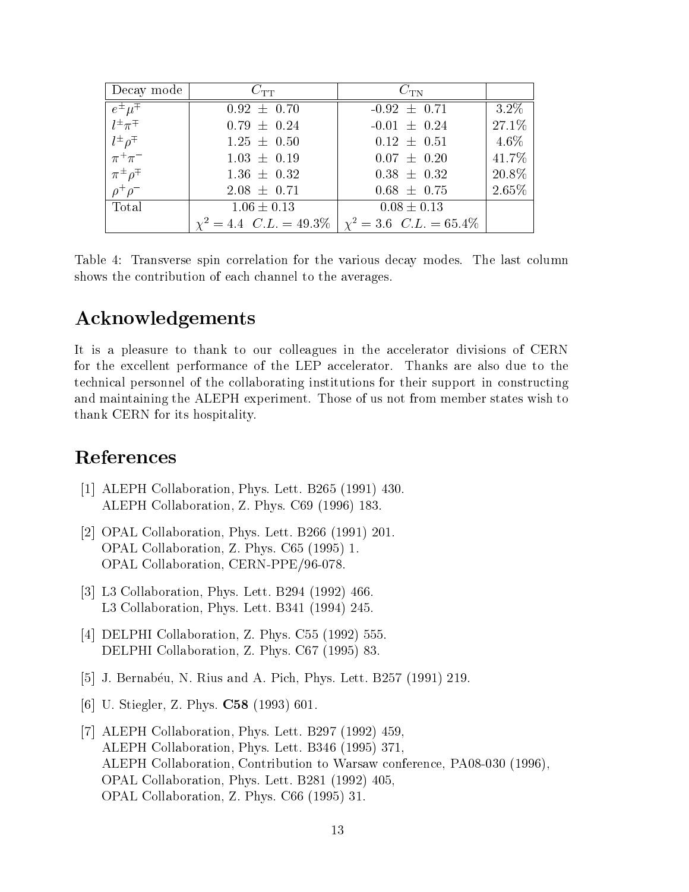| Decay mode | $C_{\rm TT}$ | $C_{\rm TN}$ | |
|---|---|---|---|
| $e^{\pm}\mu^{\mp}$ | $0.92 \pm 0.70$ | $-0.92 \pm 0.71$ | 3.2% |
| $l^{\pm}\pi^{\mp}$ | $0.79 \pm 0.24$ | $-0.01 \pm 0.24$ | 27.1% |
| $l^{\pm}\rho^{\mp}$ | $1.25 \pm 0.50$ | $0.12 \pm 0.51$ | 4.6% |
| $\pi^{+}\pi^{-}$ | $1.03 \pm 0.19$ | $0.07 \pm 0.20$ | 41.7% |
| $\pi^{\pm}\rho^{\mp}$ | $1.36 \pm 0.32$ | $0.38 \pm 0.32$ | 20.8% |
| $\rho^{+}\rho^{-}$ | $2.08 \pm 0.71$ | $0.68 \pm 0.75$ | 2.65% |
| Total | $1.06 \pm 0.13$ | $0.08 \pm 0.13$ | |
| | $\chi^2 = 4.4 \;\; C.L. = 49.3\%$ | $\chi^2 = 3.6 \;\; C.L. = 65.4\%$ | |

Table 4: Transverse spin correlation for the various decay modes. The last column shows the contribution of each channel to the averages.

# Acknowledgements

It is a pleasure to thank to our colleagues in the accelerator divisions of CERN for the excellent performance of the LEP accelerator. Thanks are also due to the technical personnel of the collaborating institutions for their support in constructing and maintaining the ALEPH experiment. Those of us not from member states wish to thank CERN for its hospitality.

# References

[1] ALEPH Collaboration, Phys. Lett. B265 (1991) 430.
ALEPH Collaboration, Z. Phys. C69 (1996) 183.

[2] OPAL Collaboration, Phys. Lett. B266 (1991) 201.
OPAL Collaboration, Z. Phys. C65 (1995) 1.
OPAL Collaboration, CERN-PPE/96-078.

[3] L3 Collaboration, Phys. Lett. B294 (1992) 466.
L3 Collaboration, Phys. Lett. B341 (1994) 245.

[4] DELPHI Collaboration, Z. Phys. C55 (1992) 555.
DELPHI Collaboration, Z. Phys. C67 (1995) 83.

[5] J. Bernabéu, N. Rius and A. Pich, Phys. Lett. B257 (1991) 219.

[6] U. Stiegler, Z. Phys. **C58** (1993) 601.

[7] ALEPH Collaboration, Phys. Lett. B297 (1992) 459,
ALEPH Collaboration, Phys. Lett. B346 (1995) 371,
ALEPH Collaboration, Contribution to Warsaw conference, PA08-030 (1996),
OPAL Collaboration, Phys. Lett. B281 (1992) 405,
OPAL Collaboration, Z. Phys. C66 (1995) 31.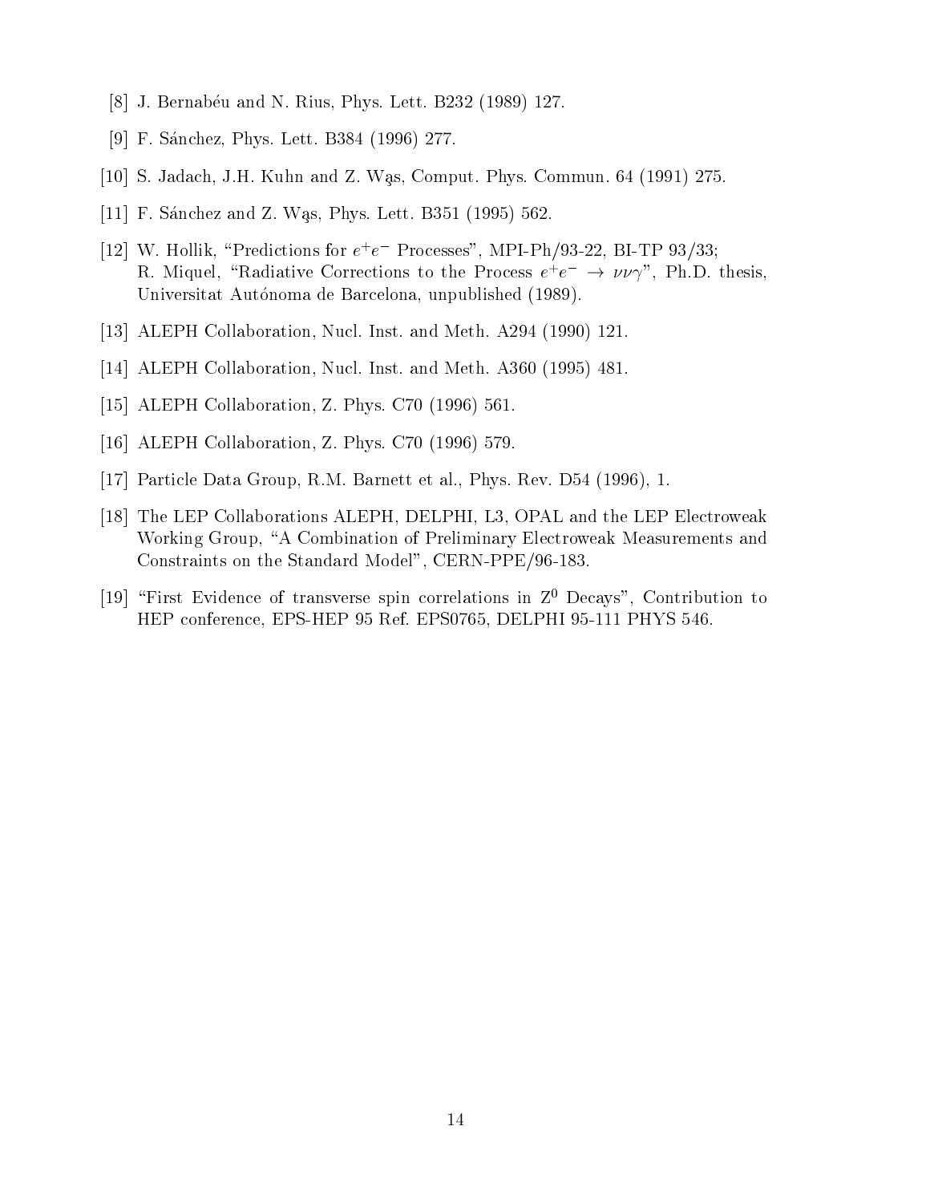[8] J. Bernabéu and N. Rius, Phys. Lett. B232 (1989) 127.

[9] F. Sánchez, Phys. Lett. B384 (1996) 277.

[10] S. Jadach, J.H. Kuhn and Z. Wąs, Comput. Phys. Commun. 64 (1991) 275.

[11] F. Sánchez and Z. Wąs, Phys. Lett. B351 (1995) 562.

[12] W. Hollik, "Predictions for $e^+e^-$ Processes", MPI-Ph/93-22, BI-TP 93/33;
R. Miquel, "Radiative Corrections to the Process $e^+e^- \rightarrow \nu\nu\gamma$", Ph.D. thesis, Universitat Autónoma de Barcelona, unpublished (1989).

[13] ALEPH Collaboration, Nucl. Inst. and Meth. A294 (1990) 121.

[14] ALEPH Collaboration, Nucl. Inst. and Meth. A360 (1995) 481.

[15] ALEPH Collaboration, Z. Phys. C70 (1996) 561.

[16] ALEPH Collaboration, Z. Phys. C70 (1996) 579.

[17] Particle Data Group, R.M. Barnett et al., Phys. Rev. D54 (1996), 1.

[18] The LEP Collaborations ALEPH, DELPHI, L3, OPAL and the LEP Electroweak Working Group, "A Combination of Preliminary Electroweak Measurements and Constraints on the Standard Model", CERN-PPE/96-183.

[19] "First Evidence of transverse spin correlations in $Z^0$ Decays", Contribution to HEP conference, EPS-HEP 95 Ref. EPS0765, DELPHI 95-111 PHYS 546.